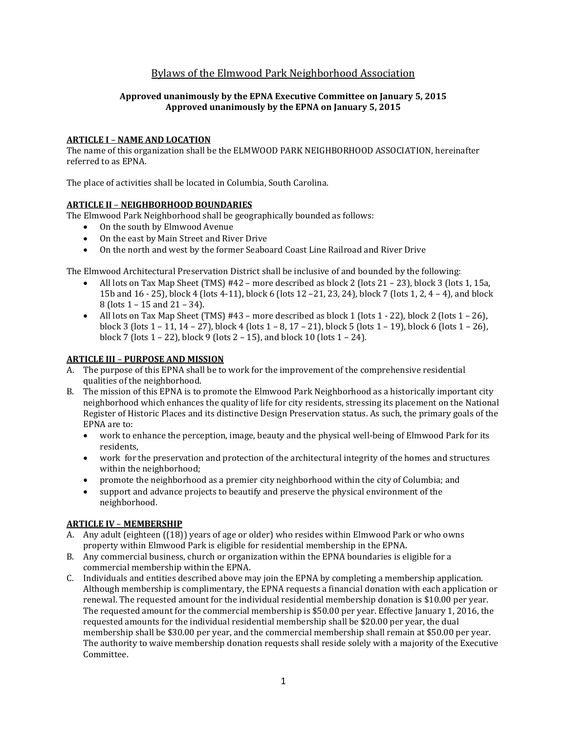# Bylaws of the Elmwood Park Neighborhood Association

**Approved unanimously by the EPNA Executive Committee on January 5, 2015**
**Approved unanimously by the EPNA on January 5, 2015**

## ARTICLE I – NAME AND LOCATION

The name of this organization shall be the ELMWOOD PARK NEIGHBORHOOD ASSOCIATION, hereinafter referred to as EPNA.

The place of activities shall be located in Columbia, South Carolina.

## ARTICLE II – NEIGHBORHOOD BOUNDARIES

The Elmwood Park Neighborhood shall be geographically bounded as follows:

- On the south by Elmwood Avenue
- On the east by Main Street and River Drive
- On the north and west by the former Seaboard Coast Line Railroad and River Drive

The Elmwood Architectural Preservation District shall be inclusive of and bounded by the following:

- All lots on Tax Map Sheet (TMS) #42 – more described as block 2 (lots 21 – 23), block 3 (lots 1, 15a, 15b and 16 - 25), block 4 (lots 4-11), block 6 (lots 12 –21, 23, 24), block 7 (lots 1, 2, 4 – 4), and block 8 (lots 1 – 15 and 21 – 34).
- All lots on Tax Map Sheet (TMS) #43 – more described as block 1 (lots 1 - 22), block 2 (lots 1 – 26), block 3 (lots 1 – 11, 14 – 27), block 4 (lots 1 – 8, 17 – 21), block 5 (lots 1 – 19), block 6 (lots 1 – 26), block 7 (lots 1 – 22), block 9 (lots 2 – 15), and block 10 (lots 1 – 24).

## ARTICLE III – PURPOSE AND MISSION

A. The purpose of this EPNA shall be to work for the improvement of the comprehensive residential qualities of the neighborhood.

B. The mission of this EPNA is to promote the Elmwood Park Neighborhood as a historically important city neighborhood which enhances the quality of life for city residents, stressing its placement on the National Register of Historic Places and its distinctive Design Preservation status. As such, the primary goals of the EPNA are to:
   - work to enhance the perception, image, beauty and the physical well-being of Elmwood Park for its residents,
   - work for the preservation and protection of the architectural integrity of the homes and structures within the neighborhood;
   - promote the neighborhood as a premier city neighborhood within the city of Columbia; and
   - support and advance projects to beautify and preserve the physical environment of the neighborhood.

## ARTICLE IV – MEMBERSHIP

A. Any adult (eighteen ((18)) years of age or older) who resides within Elmwood Park or who owns property within Elmwood Park is eligible for residential membership in the EPNA.

B. Any commercial business, church or organization within the EPNA boundaries is eligible for a commercial membership within the EPNA.

C. Individuals and entities described above may join the EPNA by completing a membership application. Although membership is complimentary, the EPNA requests a financial donation with each application or renewal. The requested amount for the individual residential membership donation is $10.00 per year. The requested amount for the commercial membership is $50.00 per year. Effective January 1, 2016, the requested amounts for the individual residential membership shall be $20.00 per year, the dual membership shall be $30.00 per year, and the commercial membership shall remain at $50.00 per year. The authority to waive membership donation requests shall reside solely with a majority of the Executive Committee.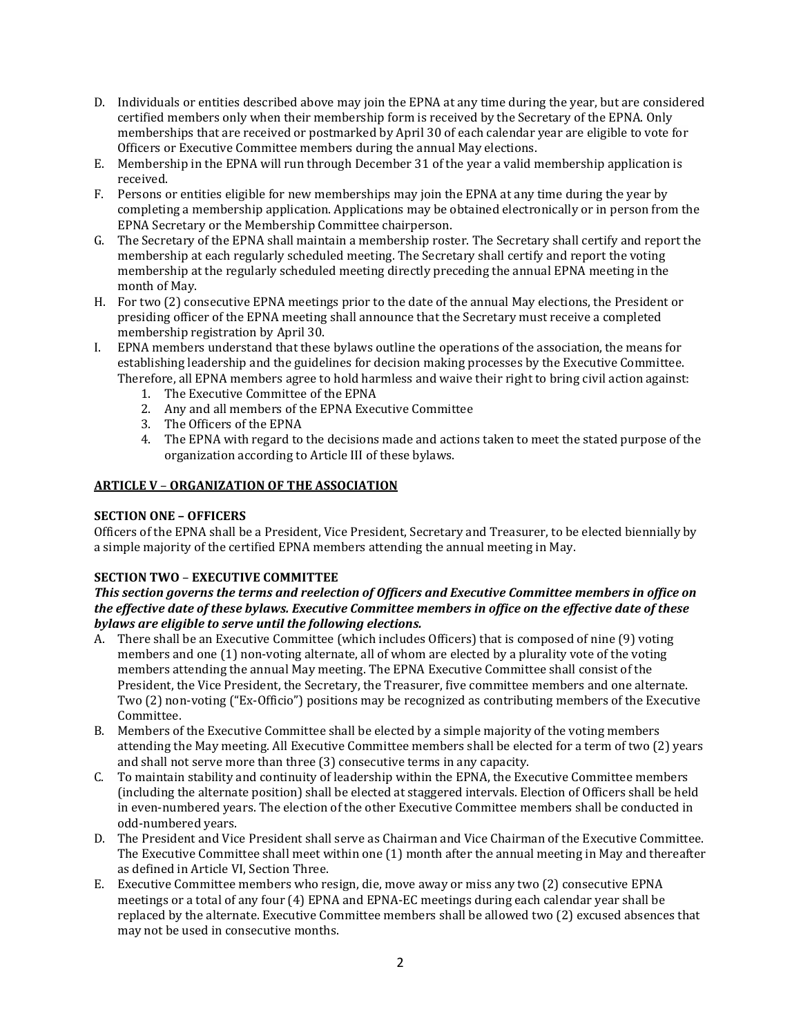D. Individuals or entities described above may join the EPNA at any time during the year, but are considered certified members only when their membership form is received by the Secretary of the EPNA. Only memberships that are received or postmarked by April 30 of each calendar year are eligible to vote for Officers or Executive Committee members during the annual May elections.
E. Membership in the EPNA will run through December 31 of the year a valid membership application is received.
F. Persons or entities eligible for new memberships may join the EPNA at any time during the year by completing a membership application. Applications may be obtained electronically or in person from the EPNA Secretary or the Membership Committee chairperson.
G. The Secretary of the EPNA shall maintain a membership roster. The Secretary shall certify and report the membership at each regularly scheduled meeting. The Secretary shall certify and report the voting membership at the regularly scheduled meeting directly preceding the annual EPNA meeting in the month of May.
H. For two (2) consecutive EPNA meetings prior to the date of the annual May elections, the President or presiding officer of the EPNA meeting shall announce that the Secretary must receive a completed membership registration by April 30.
I. EPNA members understand that these bylaws outline the operations of the association, the means for establishing leadership and the guidelines for decision making processes by the Executive Committee. Therefore, all EPNA members agree to hold harmless and waive their right to bring civil action against:
    1. The Executive Committee of the EPNA
    2. Any and all members of the EPNA Executive Committee
    3. The Officers of the EPNA
    4. The EPNA with regard to the decisions made and actions taken to meet the stated purpose of the organization according to Article III of these bylaws.

## ARTICLE V – ORGANIZATION OF THE ASSOCIATION

### SECTION ONE – OFFICERS

Officers of the EPNA shall be a President, Vice President, Secretary and Treasurer, to be elected biennially by a simple majority of the certified EPNA members attending the annual meeting in May.

### SECTION TWO – EXECUTIVE COMMITTEE

***This section governs the terms and reelection of Officers and Executive Committee members in office on the effective date of these bylaws. Executive Committee members in office on the effective date of these bylaws are eligible to serve until the following elections.***

A. There shall be an Executive Committee (which includes Officers) that is composed of nine (9) voting members and one (1) non-voting alternate, all of whom are elected by a plurality vote of the voting members attending the annual May meeting. The EPNA Executive Committee shall consist of the President, the Vice President, the Secretary, the Treasurer, five committee members and one alternate. Two (2) non-voting ("Ex-Officio") positions may be recognized as contributing members of the Executive Committee.
B. Members of the Executive Committee shall be elected by a simple majority of the voting members attending the May meeting. All Executive Committee members shall be elected for a term of two (2) years and shall not serve more than three (3) consecutive terms in any capacity.
C. To maintain stability and continuity of leadership within the EPNA, the Executive Committee members (including the alternate position) shall be elected at staggered intervals. Election of Officers shall be held in even-numbered years. The election of the other Executive Committee members shall be conducted in odd-numbered years.
D. The President and Vice President shall serve as Chairman and Vice Chairman of the Executive Committee. The Executive Committee shall meet within one (1) month after the annual meeting in May and thereafter as defined in Article VI, Section Three.
E. Executive Committee members who resign, die, move away or miss any two (2) consecutive EPNA meetings or a total of any four (4) EPNA and EPNA-EC meetings during each calendar year shall be replaced by the alternate. Executive Committee members shall be allowed two (2) excused absences that may not be used in consecutive months.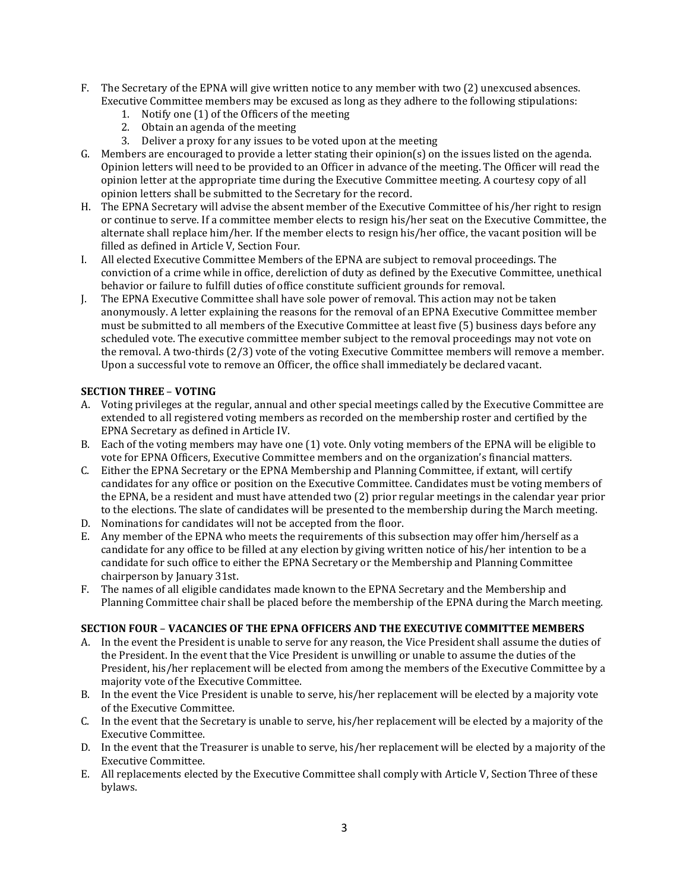F. The Secretary of the EPNA will give written notice to any member with two (2) unexcused absences. Executive Committee members may be excused as long as they adhere to the following stipulations:
   1. Notify one (1) of the Officers of the meeting
   2. Obtain an agenda of the meeting
   3. Deliver a proxy for any issues to be voted upon at the meeting
G. Members are encouraged to provide a letter stating their opinion(s) on the issues listed on the agenda. Opinion letters will need to be provided to an Officer in advance of the meeting. The Officer will read the opinion letter at the appropriate time during the Executive Committee meeting. A courtesy copy of all opinion letters shall be submitted to the Secretary for the record.
H. The EPNA Secretary will advise the absent member of the Executive Committee of his/her right to resign or continue to serve. If a committee member elects to resign his/her seat on the Executive Committee, the alternate shall replace him/her. If the member elects to resign his/her office, the vacant position will be filled as defined in Article V, Section Four.
I. All elected Executive Committee Members of the EPNA are subject to removal proceedings. The conviction of a crime while in office, dereliction of duty as defined by the Executive Committee, unethical behavior or failure to fulfill duties of office constitute sufficient grounds for removal.
J. The EPNA Executive Committee shall have sole power of removal. This action may not be taken anonymously. A letter explaining the reasons for the removal of an EPNA Executive Committee member must be submitted to all members of the Executive Committee at least five (5) business days before any scheduled vote. The executive committee member subject to the removal proceedings may not vote on the removal. A two-thirds (2/3) vote of the voting Executive Committee members will remove a member. Upon a successful vote to remove an Officer, the office shall immediately be declared vacant.

**SECTION THREE – VOTING**

A. Voting privileges at the regular, annual and other special meetings called by the Executive Committee are extended to all registered voting members as recorded on the membership roster and certified by the EPNA Secretary as defined in Article IV.
B. Each of the voting members may have one (1) vote. Only voting members of the EPNA will be eligible to vote for EPNA Officers, Executive Committee members and on the organization's financial matters.
C. Either the EPNA Secretary or the EPNA Membership and Planning Committee, if extant, will certify candidates for any office or position on the Executive Committee. Candidates must be voting members of the EPNA, be a resident and must have attended two (2) prior regular meetings in the calendar year prior to the elections. The slate of candidates will be presented to the membership during the March meeting.
D. Nominations for candidates will not be accepted from the floor.
E. Any member of the EPNA who meets the requirements of this subsection may offer him/herself as a candidate for any office to be filled at any election by giving written notice of his/her intention to be a candidate for such office to either the EPNA Secretary or the Membership and Planning Committee chairperson by January 31st.
F. The names of all eligible candidates made known to the EPNA Secretary and the Membership and Planning Committee chair shall be placed before the membership of the EPNA during the March meeting.

**SECTION FOUR – VACANCIES OF THE EPNA OFFICERS AND THE EXECUTIVE COMMITTEE MEMBERS**

A. In the event the President is unable to serve for any reason, the Vice President shall assume the duties of the President. In the event that the Vice President is unwilling or unable to assume the duties of the President, his/her replacement will be elected from among the members of the Executive Committee by a majority vote of the Executive Committee.
B. In the event the Vice President is unable to serve, his/her replacement will be elected by a majority vote of the Executive Committee.
C. In the event that the Secretary is unable to serve, his/her replacement will be elected by a majority of the Executive Committee.
D. In the event that the Treasurer is unable to serve, his/her replacement will be elected by a majority of the Executive Committee.
E. All replacements elected by the Executive Committee shall comply with Article V, Section Three of these bylaws.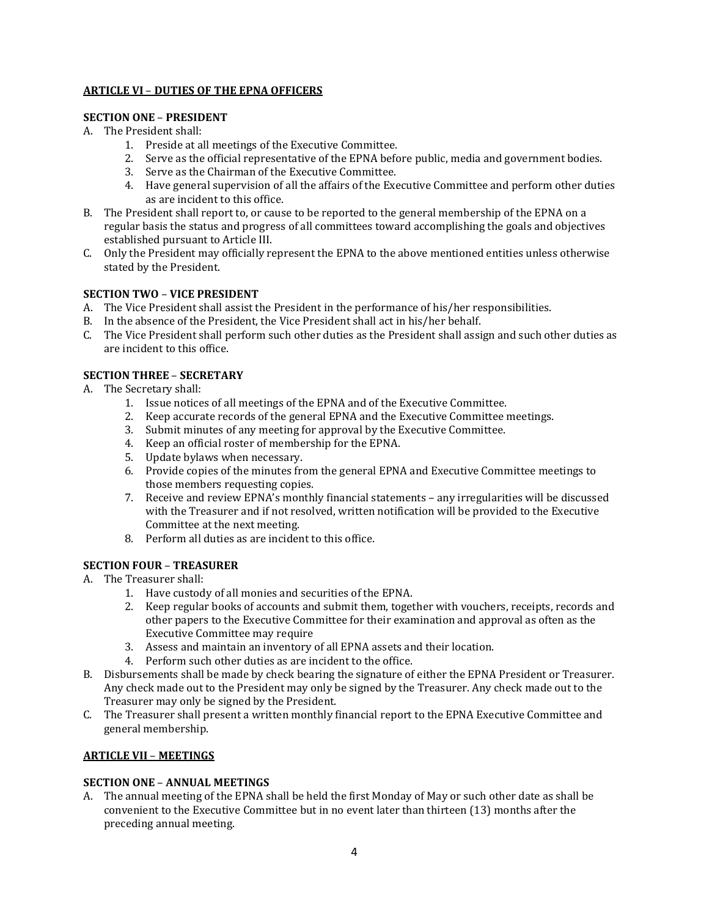## ARTICLE VI – DUTIES OF THE EPNA OFFICERS

### SECTION ONE – PRESIDENT

A. The President shall:
   1. Preside at all meetings of the Executive Committee.
   2. Serve as the official representative of the EPNA before public, media and government bodies.
   3. Serve as the Chairman of the Executive Committee.
   4. Have general supervision of all the affairs of the Executive Committee and perform other duties as are incident to this office.

B. The President shall report to, or cause to be reported to the general membership of the EPNA on a regular basis the status and progress of all committees toward accomplishing the goals and objectives established pursuant to Article III.

C. Only the President may officially represent the EPNA to the above mentioned entities unless otherwise stated by the President.

### SECTION TWO – VICE PRESIDENT

A. The Vice President shall assist the President in the performance of his/her responsibilities.

B. In the absence of the President, the Vice President shall act in his/her behalf.

C. The Vice President shall perform such other duties as the President shall assign and such other duties as are incident to this office.

### SECTION THREE – SECRETARY

A. The Secretary shall:
   1. Issue notices of all meetings of the EPNA and of the Executive Committee.
   2. Keep accurate records of the general EPNA and the Executive Committee meetings.
   3. Submit minutes of any meeting for approval by the Executive Committee.
   4. Keep an official roster of membership for the EPNA.
   5. Update bylaws when necessary.
   6. Provide copies of the minutes from the general EPNA and Executive Committee meetings to those members requesting copies.
   7. Receive and review EPNA's monthly financial statements – any irregularities will be discussed with the Treasurer and if not resolved, written notification will be provided to the Executive Committee at the next meeting.
   8. Perform all duties as are incident to this office.

### SECTION FOUR – TREASURER

A. The Treasurer shall:
   1. Have custody of all monies and securities of the EPNA.
   2. Keep regular books of accounts and submit them, together with vouchers, receipts, records and other papers to the Executive Committee for their examination and approval as often as the Executive Committee may require
   3. Assess and maintain an inventory of all EPNA assets and their location.
   4. Perform such other duties as are incident to the office.

B. Disbursements shall be made by check bearing the signature of either the EPNA President or Treasurer. Any check made out to the President may only be signed by the Treasurer. Any check made out to the Treasurer may only be signed by the President.

C. The Treasurer shall present a written monthly financial report to the EPNA Executive Committee and general membership.

## ARTICLE VII – MEETINGS

### SECTION ONE – ANNUAL MEETINGS

A. The annual meeting of the EPNA shall be held the first Monday of May or such other date as shall be convenient to the Executive Committee but in no event later than thirteen (13) months after the preceding annual meeting.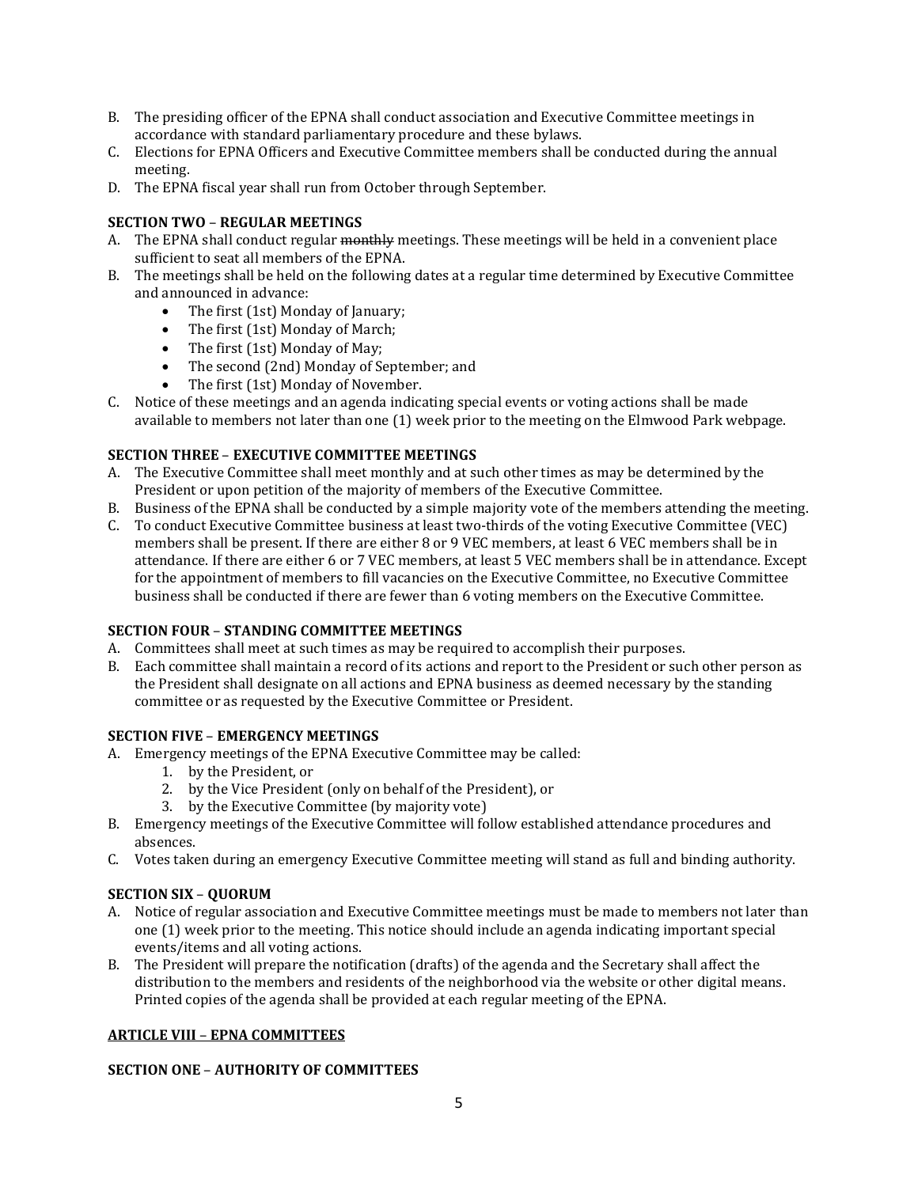B. The presiding officer of the EPNA shall conduct association and Executive Committee meetings in accordance with standard parliamentary procedure and these bylaws.
C. Elections for EPNA Officers and Executive Committee members shall be conducted during the annual meeting.
D. The EPNA fiscal year shall run from October through September.

**SECTION TWO – REGULAR MEETINGS**

A. The EPNA shall conduct regular ~~monthly~~ meetings. These meetings will be held in a convenient place sufficient to seat all members of the EPNA.
B. The meetings shall be held on the following dates at a regular time determined by Executive Committee and announced in advance:
   - The first (1st) Monday of January;
   - The first (1st) Monday of March;
   - The first (1st) Monday of May;
   - The second (2nd) Monday of September; and
   - The first (1st) Monday of November.
C. Notice of these meetings and an agenda indicating special events or voting actions shall be made available to members not later than one (1) week prior to the meeting on the Elmwood Park webpage.

**SECTION THREE – EXECUTIVE COMMITTEE MEETINGS**

A. The Executive Committee shall meet monthly and at such other times as may be determined by the President or upon petition of the majority of members of the Executive Committee.
B. Business of the EPNA shall be conducted by a simple majority vote of the members attending the meeting.
C. To conduct Executive Committee business at least two-thirds of the voting Executive Committee (VEC) members shall be present. If there are either 8 or 9 VEC members, at least 6 VEC members shall be in attendance. If there are either 6 or 7 VEC members, at least 5 VEC members shall be in attendance. Except for the appointment of members to fill vacancies on the Executive Committee, no Executive Committee business shall be conducted if there are fewer than 6 voting members on the Executive Committee.

**SECTION FOUR – STANDING COMMITTEE MEETINGS**

A. Committees shall meet at such times as may be required to accomplish their purposes.
B. Each committee shall maintain a record of its actions and report to the President or such other person as the President shall designate on all actions and EPNA business as deemed necessary by the standing committee or as requested by the Executive Committee or President.

**SECTION FIVE – EMERGENCY MEETINGS**

A. Emergency meetings of the EPNA Executive Committee may be called:
   1. by the President, or
   2. by the Vice President (only on behalf of the President), or
   3. by the Executive Committee (by majority vote)
B. Emergency meetings of the Executive Committee will follow established attendance procedures and absences.
C. Votes taken during an emergency Executive Committee meeting will stand as full and binding authority.

**SECTION SIX – QUORUM**

A. Notice of regular association and Executive Committee meetings must be made to members not later than one (1) week prior to the meeting. This notice should include an agenda indicating important special events/items and all voting actions.
B. The President will prepare the notification (drafts) of the agenda and the Secretary shall affect the distribution to the members and residents of the neighborhood via the website or other digital means. Printed copies of the agenda shall be provided at each regular meeting of the EPNA.

## ARTICLE VIII – EPNA COMMITTEES

**SECTION ONE – AUTHORITY OF COMMITTEES**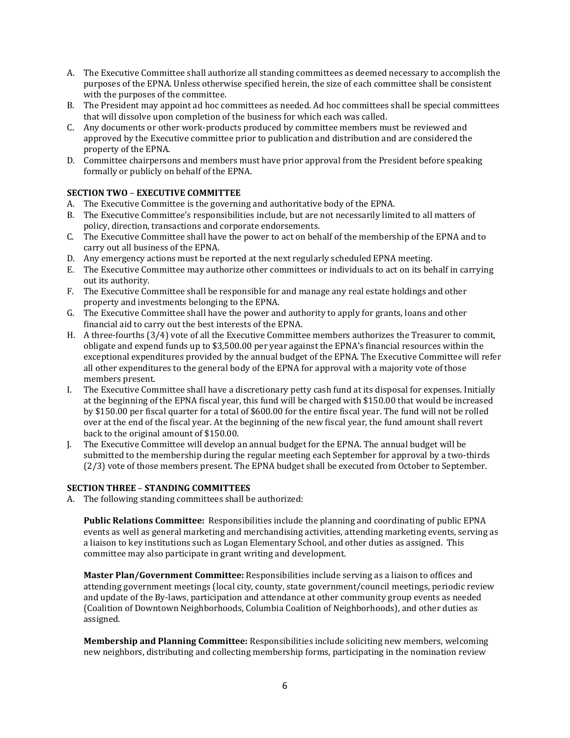A. The Executive Committee shall authorize all standing committees as deemed necessary to accomplish the purposes of the EPNA. Unless otherwise specified herein, the size of each committee shall be consistent with the purposes of the committee.
B. The President may appoint ad hoc committees as needed. Ad hoc committees shall be special committees that will dissolve upon completion of the business for which each was called.
C. Any documents or other work-products produced by committee members must be reviewed and approved by the Executive committee prior to publication and distribution and are considered the property of the EPNA.
D. Committee chairpersons and members must have prior approval from the President before speaking formally or publicly on behalf of the EPNA.

**SECTION TWO – EXECUTIVE COMMITTEE**

A. The Executive Committee is the governing and authoritative body of the EPNA.
B. The Executive Committee's responsibilities include, but are not necessarily limited to all matters of policy, direction, transactions and corporate endorsements.
C. The Executive Committee shall have the power to act on behalf of the membership of the EPNA and to carry out all business of the EPNA.
D. Any emergency actions must be reported at the next regularly scheduled EPNA meeting.
E. The Executive Committee may authorize other committees or individuals to act on its behalf in carrying out its authority.
F. The Executive Committee shall be responsible for and manage any real estate holdings and other property and investments belonging to the EPNA.
G. The Executive Committee shall have the power and authority to apply for grants, loans and other financial aid to carry out the best interests of the EPNA.
H. A three-fourths (3/4) vote of all the Executive Committee members authorizes the Treasurer to commit, obligate and expend funds up to $3,500.00 per year against the EPNA's financial resources within the exceptional expenditures provided by the annual budget of the EPNA. The Executive Committee will refer all other expenditures to the general body of the EPNA for approval with a majority vote of those members present.
I. The Executive Committee shall have a discretionary petty cash fund at its disposal for expenses. Initially at the beginning of the EPNA fiscal year, this fund will be charged with $150.00 that would be increased by $150.00 per fiscal quarter for a total of $600.00 for the entire fiscal year. The fund will not be rolled over at the end of the fiscal year. At the beginning of the new fiscal year, the fund amount shall revert back to the original amount of $150.00.
J. The Executive Committee will develop an annual budget for the EPNA. The annual budget will be submitted to the membership during the regular meeting each September for approval by a two-thirds (2/3) vote of those members present. The EPNA budget shall be executed from October to September.

**SECTION THREE – STANDING COMMITTEES**

A. The following standing committees shall be authorized:

**Public Relations Committee:** Responsibilities include the planning and coordinating of public EPNA events as well as general marketing and merchandising activities, attending marketing events, serving as a liaison to key institutions such as Logan Elementary School, and other duties as assigned. This committee may also participate in grant writing and development.

**Master Plan/Government Committee:** Responsibilities include serving as a liaison to offices and attending government meetings (local city, county, state government/council meetings, periodic review and update of the By-laws, participation and attendance at other community group events as needed (Coalition of Downtown Neighborhoods, Columbia Coalition of Neighborhoods), and other duties as assigned.

**Membership and Planning Committee:** Responsibilities include soliciting new members, welcoming new neighbors, distributing and collecting membership forms, participating in the nomination review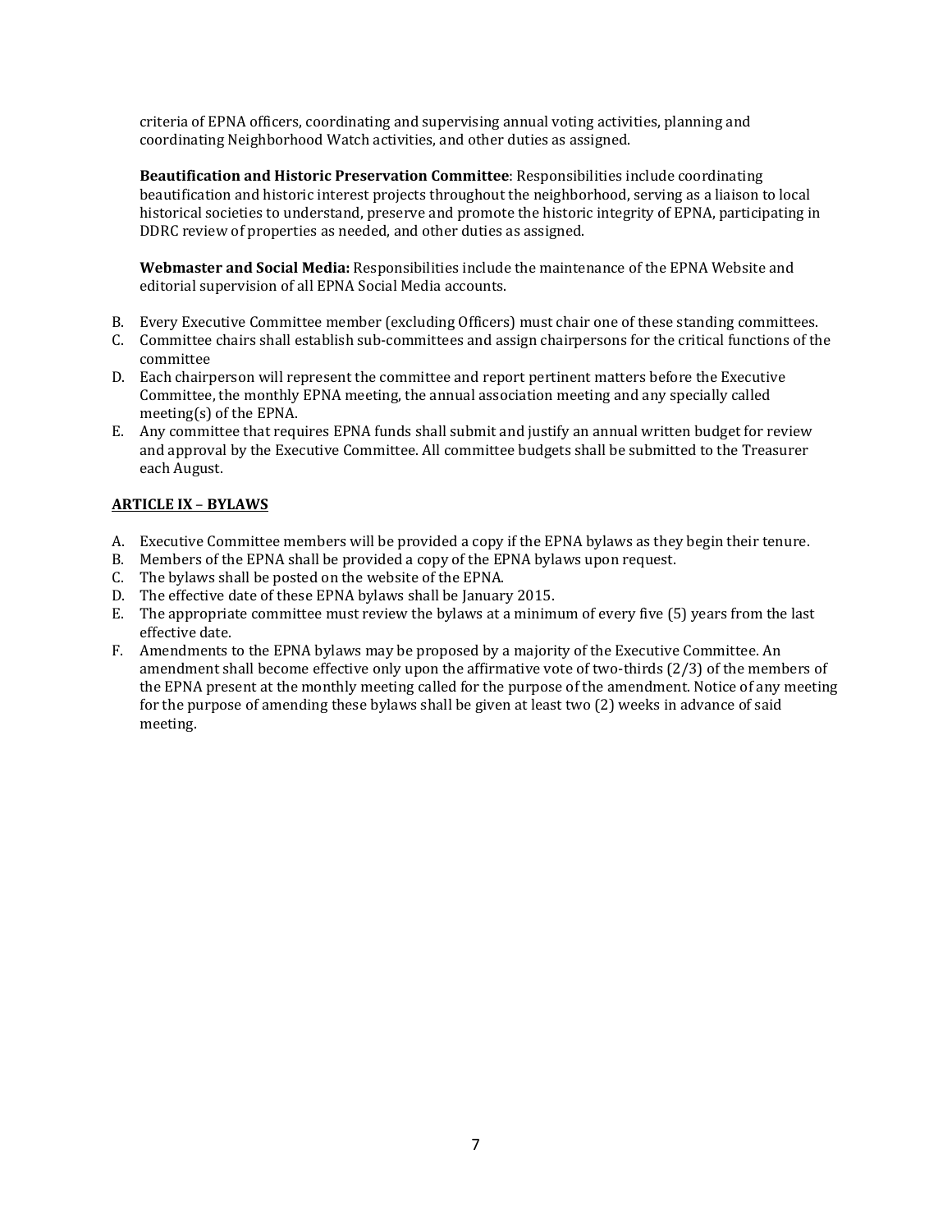criteria of EPNA officers, coordinating and supervising annual voting activities, planning and coordinating Neighborhood Watch activities, and other duties as assigned.

**Beautification and Historic Preservation Committee**: Responsibilities include coordinating beautification and historic interest projects throughout the neighborhood, serving as a liaison to local historical societies to understand, preserve and promote the historic integrity of EPNA, participating in DDRC review of properties as needed, and other duties as assigned.

**Webmaster and Social Media:** Responsibilities include the maintenance of the EPNA Website and editorial supervision of all EPNA Social Media accounts.

B. Every Executive Committee member (excluding Officers) must chair one of these standing committees.
C. Committee chairs shall establish sub-committees and assign chairpersons for the critical functions of the committee
D. Each chairperson will represent the committee and report pertinent matters before the Executive Committee, the monthly EPNA meeting, the annual association meeting and any specially called meeting(s) of the EPNA.
E. Any committee that requires EPNA funds shall submit and justify an annual written budget for review and approval by the Executive Committee. All committee budgets shall be submitted to the Treasurer each August.

## ARTICLE IX – BYLAWS

A. Executive Committee members will be provided a copy if the EPNA bylaws as they begin their tenure.
B. Members of the EPNA shall be provided a copy of the EPNA bylaws upon request.
C. The bylaws shall be posted on the website of the EPNA.
D. The effective date of these EPNA bylaws shall be January 2015.
E. The appropriate committee must review the bylaws at a minimum of every five (5) years from the last effective date.
F. Amendments to the EPNA bylaws may be proposed by a majority of the Executive Committee. An amendment shall become effective only upon the affirmative vote of two-thirds (2/3) of the members of the EPNA present at the monthly meeting called for the purpose of the amendment. Notice of any meeting for the purpose of amending these bylaws shall be given at least two (2) weeks in advance of said meeting.